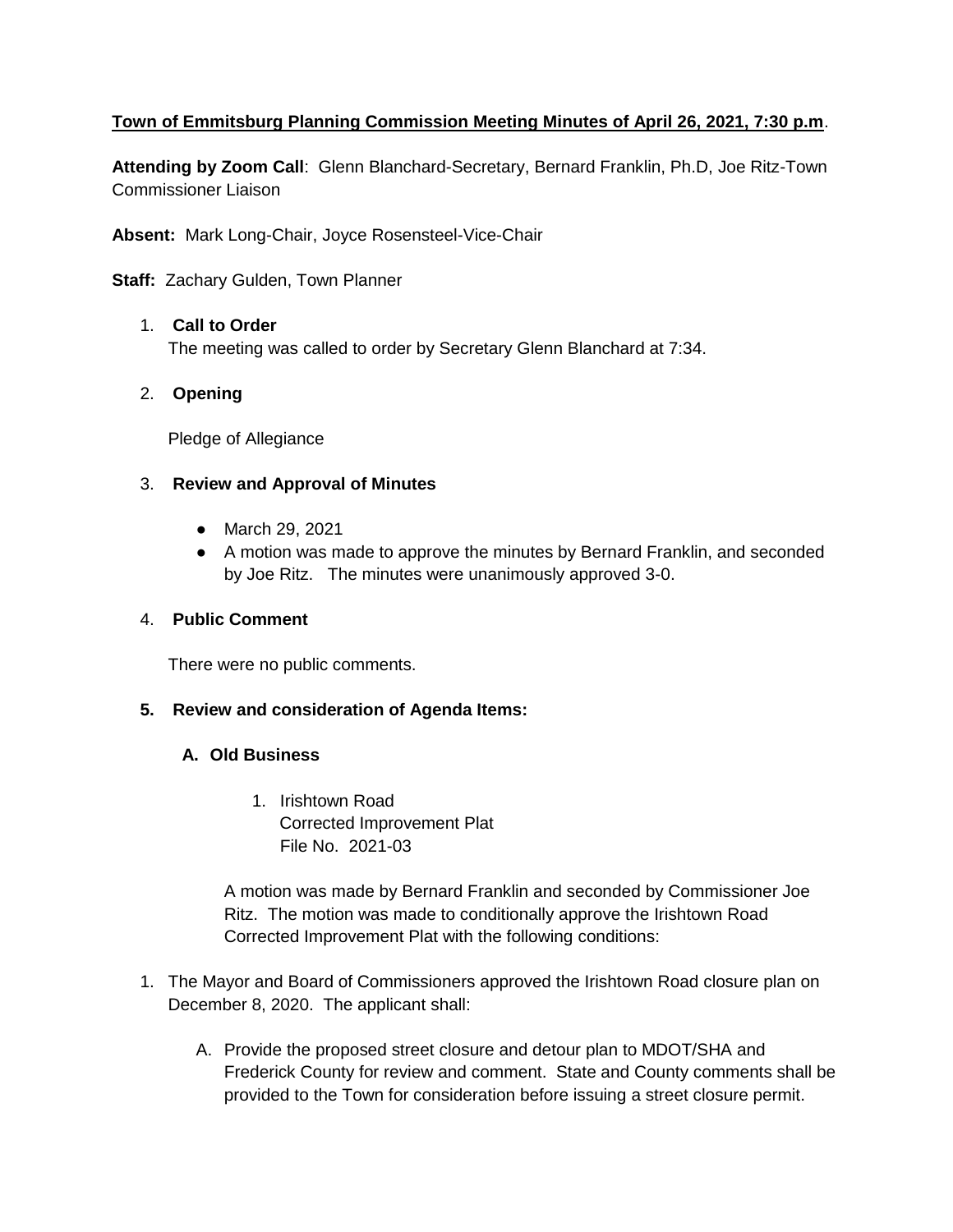**Town of Emmitsburg Planning Commission Meeting Minutes of April 26, 2021, 7:30 p.m**.

**Attending by Zoom Call**: Glenn Blanchard-Secretary, Bernard Franklin, Ph.D, Joe Ritz-Town Commissioner Liaison

**Absent:** Mark Long-Chair, Joyce Rosensteel-Vice-Chair

**Staff:** Zachary Gulden, Town Planner

1. **Call to Order**
   The meeting was called to order by Secretary Glenn Blanchard at 7:34.

2. **Opening**

   Pledge of Allegiance

3. **Review and Approval of Minutes**

   - March 29, 2021
   - A motion was made to approve the minutes by Bernard Franklin, and seconded by Joe Ritz. The minutes were unanimously approved 3-0.

4. **Public Comment**

   There were no public comments.

5. **Review and consideration of Agenda Items:**

   **A. Old Business**

   1. Irishtown Road
      Corrected Improvement Plat
      File No. 2021-03

   A motion was made by Bernard Franklin and seconded by Commissioner Joe Ritz. The motion was made to conditionally approve the Irishtown Road Corrected Improvement Plat with the following conditions:

1. The Mayor and Board of Commissioners approved the Irishtown Road closure plan on December 8, 2020. The applicant shall:

   A. Provide the proposed street closure and detour plan to MDOT/SHA and Frederick County for review and comment. State and County comments shall be provided to the Town for consideration before issuing a street closure permit.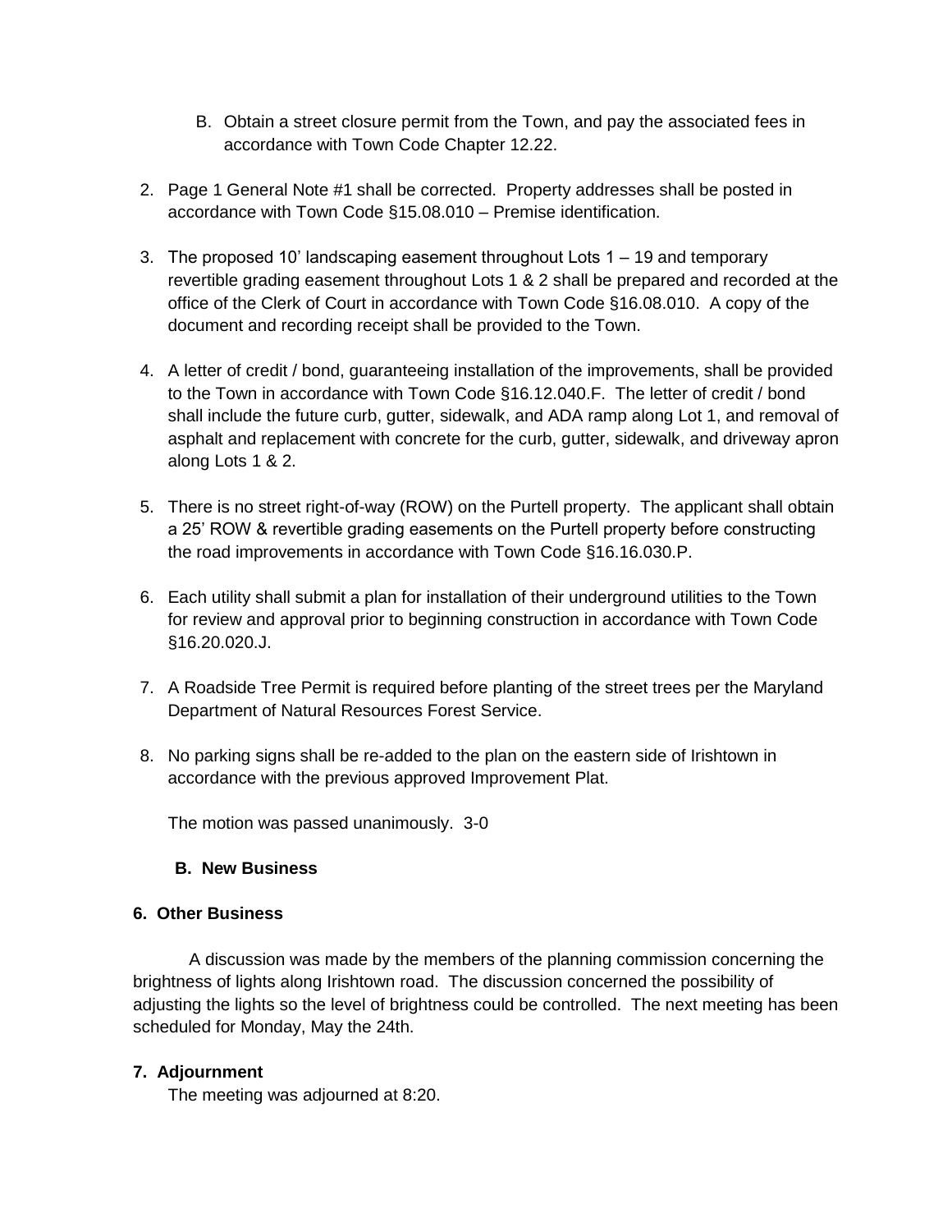B. Obtain a street closure permit from the Town, and pay the associated fees in accordance with Town Code Chapter 12.22.

2. Page 1 General Note #1 shall be corrected. Property addresses shall be posted in accordance with Town Code §15.08.010 – Premise identification.

3. The proposed 10' landscaping easement throughout Lots 1 – 19 and temporary revertible grading easement throughout Lots 1 & 2 shall be prepared and recorded at the office of the Clerk of Court in accordance with Town Code §16.08.010. A copy of the document and recording receipt shall be provided to the Town.

4. A letter of credit / bond, guaranteeing installation of the improvements, shall be provided to the Town in accordance with Town Code §16.12.040.F. The letter of credit / bond shall include the future curb, gutter, sidewalk, and ADA ramp along Lot 1, and removal of asphalt and replacement with concrete for the curb, gutter, sidewalk, and driveway apron along Lots 1 & 2.

5. There is no street right-of-way (ROW) on the Purtell property. The applicant shall obtain a 25' ROW & revertible grading easements on the Purtell property before constructing the road improvements in accordance with Town Code §16.16.030.P.

6. Each utility shall submit a plan for installation of their underground utilities to the Town for review and approval prior to beginning construction in accordance with Town Code §16.20.020.J.

7. A Roadside Tree Permit is required before planting of the street trees per the Maryland Department of Natural Resources Forest Service.

8. No parking signs shall be re-added to the plan on the eastern side of Irishtown in accordance with the previous approved Improvement Plat.

The motion was passed unanimously. 3-0

### B. New Business

## 6. Other Business

A discussion was made by the members of the planning commission concerning the brightness of lights along Irishtown road. The discussion concerned the possibility of adjusting the lights so the level of brightness could be controlled. The next meeting has been scheduled for Monday, May the 24th.

## 7. Adjournment

The meeting was adjourned at 8:20.